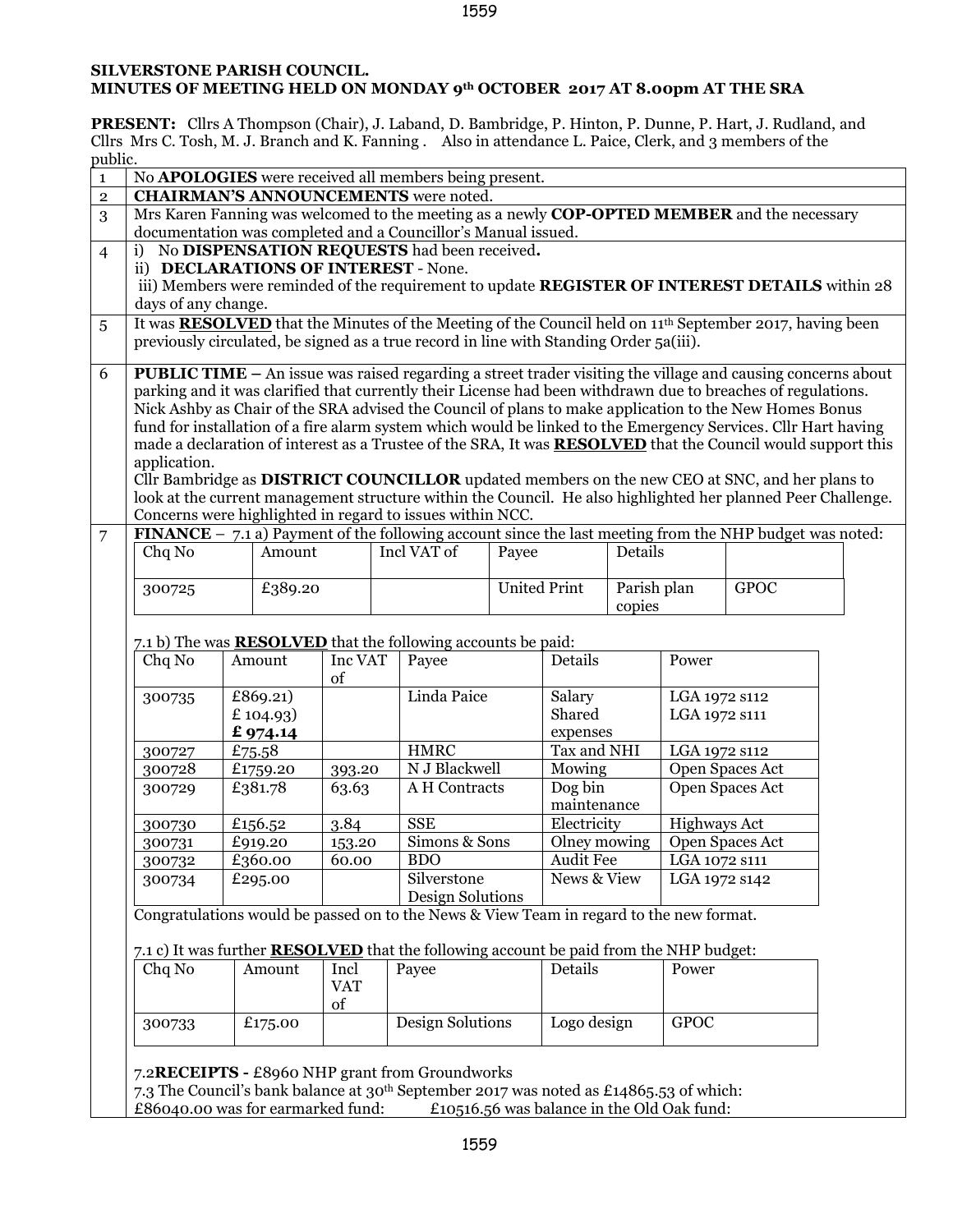**SILVERSTONE PARISH COUNCIL.**
**MINUTES OF MEETING HELD ON MONDAY 9th OCTOBER 2017 AT 8.00pm AT THE SRA**

**PRESENT:** Cllrs A Thompson (Chair), J. Laband, D. Bambridge, P. Hinton, P. Dunne, P. Hart, J. Rudland, and Cllrs Mrs C. Tosh, M. J. Branch and K. Fanning . Also in attendance L. Paice, Clerk, and 3 members of the public.

1 No **APOLOGIES** were received all members being present.

2 **CHAIRMAN'S ANNOUNCEMENTS** were noted.

3 Mrs Karen Fanning was welcomed to the meeting as a newly **COP-OPTED MEMBER** and the necessary documentation was completed and a Councillor's Manual issued.

4 i) No **DISPENSATION REQUESTS** had been received**.**
ii) **DECLARATIONS OF INTEREST** - None.
iii) Members were reminded of the requirement to update **REGISTER OF INTEREST DETAILS** within 28 days of any change.

5 It was **RESOLVED** that the Minutes of the Meeting of the Council held on 11th September 2017, having been previously circulated, be signed as a true record in line with Standing Order 5a(iii).

6 **PUBLIC TIME –** An issue was raised regarding a street trader visiting the village and causing concerns about parking and it was clarified that currently their License had been withdrawn due to breaches of regulations. Nick Ashby as Chair of the SRA advised the Council of plans to make application to the New Homes Bonus fund for installation of a fire alarm system which would be linked to the Emergency Services. Cllr Hart having made a declaration of interest as a Trustee of the SRA, It was **RESOLVED** that the Council would support this application.
Cllr Bambridge as **DISTRICT COUNCILLOR** updated members on the new CEO at SNC, and her plans to look at the current management structure within the Council. He also highlighted her planned Peer Challenge. Concerns were highlighted in regard to issues within NCC.

7 **FINANCE** – 7.1 a) Payment of the following account since the last meeting from the NHP budget was noted:

| Chq No | Amount | Incl VAT of | Payee | Details | |
|---|---|---|---|---|---|
| 300725 | £389.20 | | United Print | Parish plan copies | GPOC |

7.1 b) The was **RESOLVED** that the following accounts be paid:

| Chq No | Amount | Inc VAT of | Payee | Details | Power |
|---|---|---|---|---|---|
| 300735 | £869.21)<br>£ 104.93)<br>**£ 974.14** | | Linda Paice | Salary<br>Shared expenses | LGA 1972 s112<br>LGA 1972 s111 |
| 300727 | £75.58 | | HMRC | Tax and NHI | LGA 1972 s112 |
| 300728 | £1759.20 | 393.20 | N J Blackwell | Mowing | Open Spaces Act |
| 300729 | £381.78 | 63.63 | A H Contracts | Dog bin maintenance | Open Spaces Act |
| 300730 | £156.52 | 3.84 | SSE | Electricity | Highways Act |
| 300731 | £919.20 | 153.20 | Simons & Sons | Olney mowing | Open Spaces Act |
| 300732 | £360.00 | 60.00 | BDO | Audit Fee | LGA 1072 s111 |
| 300734 | £295.00 | | Silverstone Design Solutions | News & View | LGA 1972 s142 |

Congratulations would be passed on to the News & View Team in regard to the new format.

7.1 c) It was further **RESOLVED** that the following account be paid from the NHP budget:

| Chq No | Amount | Incl VAT of | Payee | Details | Power |
|---|---|---|---|---|---|
| 300733 | £175.00 | | Design Solutions | Logo design | GPOC |

7.2**RECEIPTS -** £8960 NHP grant from Groundworks
7.3 The Council's bank balance at 30th September 2017 was noted as £14865.53 of which:
£86040.00 was for earmarked fund: £10516.56 was balance in the Old Oak fund: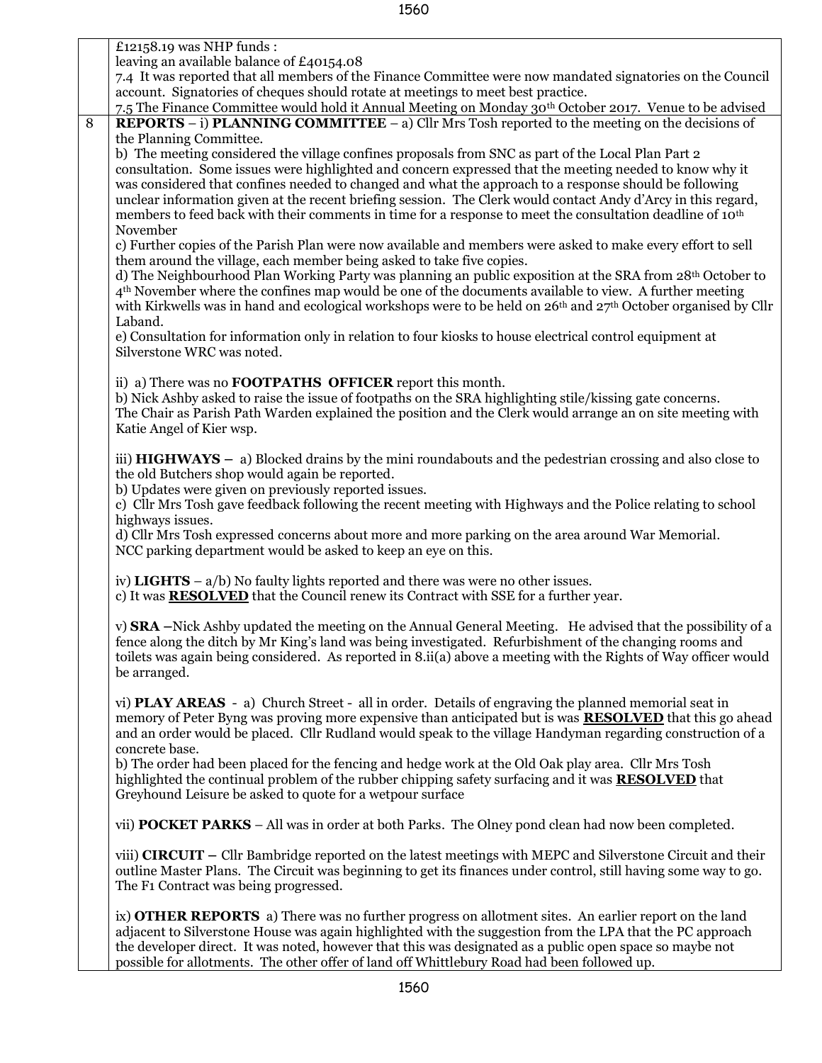£12158.19 was NHP funds :
leaving an available balance of £40154.08

7.4 It was reported that all members of the Finance Committee were now mandated signatories on the Council account. Signatories of cheques should rotate at meetings to meet best practice.

7.5 The Finance Committee would hold it Annual Meeting on Monday 30th October 2017. Venue to be advised

8 **REPORTS** – i) **PLANNING COMMITTEE** – a) Cllr Mrs Tosh reported to the meeting on the decisions of the Planning Committee.

b) The meeting considered the village confines proposals from SNC as part of the Local Plan Part 2 consultation. Some issues were highlighted and concern expressed that the meeting needed to know why it was considered that confines needed to changed and what the approach to a response should be following unclear information given at the recent briefing session. The Clerk would contact Andy d'Arcy in this regard, members to feed back with their comments in time for a response to meet the consultation deadline of 10th November

c) Further copies of the Parish Plan were now available and members were asked to make every effort to sell them around the village, each member being asked to take five copies.

d) The Neighbourhood Plan Working Party was planning an public exposition at the SRA from 28th October to 4th November where the confines map would be one of the documents available to view. A further meeting with Kirkwells was in hand and ecological workshops were to be held on 26th and 27th October organised by Cllr Laband.

e) Consultation for information only in relation to four kiosks to house electrical control equipment at Silverstone WRC was noted.

ii) a) There was no **FOOTPATHS OFFICER** report this month.

b) Nick Ashby asked to raise the issue of footpaths on the SRA highlighting stile/kissing gate concerns. The Chair as Parish Path Warden explained the position and the Clerk would arrange an on site meeting with Katie Angel of Kier wsp.

iii) **HIGHWAYS –** a) Blocked drains by the mini roundabouts and the pedestrian crossing and also close to the old Butchers shop would again be reported.

b) Updates were given on previously reported issues.

c) Cllr Mrs Tosh gave feedback following the recent meeting with Highways and the Police relating to school highways issues.

d) Cllr Mrs Tosh expressed concerns about more and more parking on the area around War Memorial. NCC parking department would be asked to keep an eye on this.

iv) **LIGHTS** – a/b) No faulty lights reported and there was were no other issues.

c) It was **RESOLVED** that the Council renew its Contract with SSE for a further year.

v) **SRA** –Nick Ashby updated the meeting on the Annual General Meeting. He advised that the possibility of a fence along the ditch by Mr King's land was being investigated. Refurbishment of the changing rooms and toilets was again being considered. As reported in 8.ii(a) above a meeting with the Rights of Way officer would be arranged.

vi) **PLAY AREAS** - a) Church Street - all in order. Details of engraving the planned memorial seat in memory of Peter Byng was proving more expensive than anticipated but is was **RESOLVED** that this go ahead and an order would be placed. Cllr Rudland would speak to the village Handyman regarding construction of a concrete base.

b) The order had been placed for the fencing and hedge work at the Old Oak play area. Cllr Mrs Tosh highlighted the continual problem of the rubber chipping safety surfacing and it was **RESOLVED** that Greyhound Leisure be asked to quote for a wetpour surface

vii) **POCKET PARKS** – All was in order at both Parks. The Olney pond clean had now been completed.

viii) **CIRCUIT –** Cllr Bambridge reported on the latest meetings with MEPC and Silverstone Circuit and their outline Master Plans. The Circuit was beginning to get its finances under control, still having some way to go. The F1 Contract was being progressed.

ix) **OTHER REPORTS** a) There was no further progress on allotment sites. An earlier report on the land adjacent to Silverstone House was again highlighted with the suggestion from the LPA that the PC approach the developer direct. It was noted, however that this was designated as a public open space so maybe not possible for allotments. The other offer of land off Whittlebury Road had been followed up.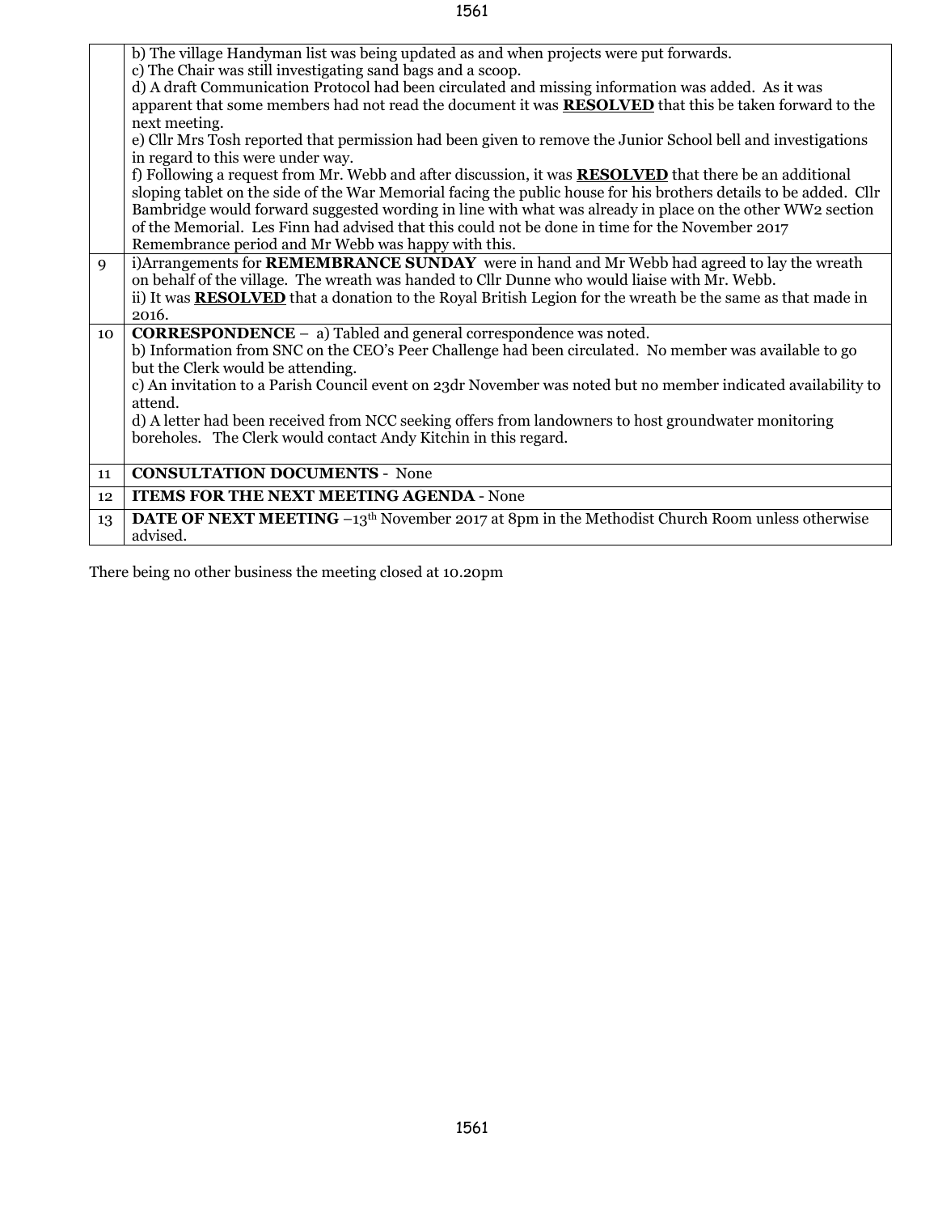| | |
|---|---|
| | b) The village Handyman list was being updated as and when projects were put forwards.<br>c) The Chair was still investigating sand bags and a scoop.<br>d) A draft Communication Protocol had been circulated and missing information was added. As it was apparent that some members had not read the document it was **RESOLVED** that this be taken forward to the next meeting.<br>e) Cllr Mrs Tosh reported that permission had been given to remove the Junior School bell and investigations in regard to this were under way.<br>f) Following a request from Mr. Webb and after discussion, it was **RESOLVED** that there be an additional sloping tablet on the side of the War Memorial facing the public house for his brothers details to be added. Cllr Bambridge would forward suggested wording in line with what was already in place on the other WW2 section of the Memorial. Les Finn had advised that this could not be done in time for the November 2017 Remembrance period and Mr Webb was happy with this. |
| 9 | i)Arrangements for **REMEMBRANCE SUNDAY** were in hand and Mr Webb had agreed to lay the wreath on behalf of the village. The wreath was handed to Cllr Dunne who would liaise with Mr. Webb.<br>ii) It was **RESOLVED** that a donation to the Royal British Legion for the wreath be the same as that made in 2016. |
| 10 | **CORRESPONDENCE** – a) Tabled and general correspondence was noted.<br>b) Information from SNC on the CEO's Peer Challenge had been circulated. No member was available to go but the Clerk would be attending.<br>c) An invitation to a Parish Council event on 23dr November was noted but no member indicated availability to attend.<br>d) A letter had been received from NCC seeking offers from landowners to host groundwater monitoring boreholes. The Clerk would contact Andy Kitchin in this regard. |
| 11 | **CONSULTATION DOCUMENTS** - None |
| 12 | **ITEMS FOR THE NEXT MEETING AGENDA** - None |
| 13 | **DATE OF NEXT MEETING** –13th November 2017 at 8pm in the Methodist Church Room unless otherwise advised. |

There being no other business the meeting closed at 10.20pm